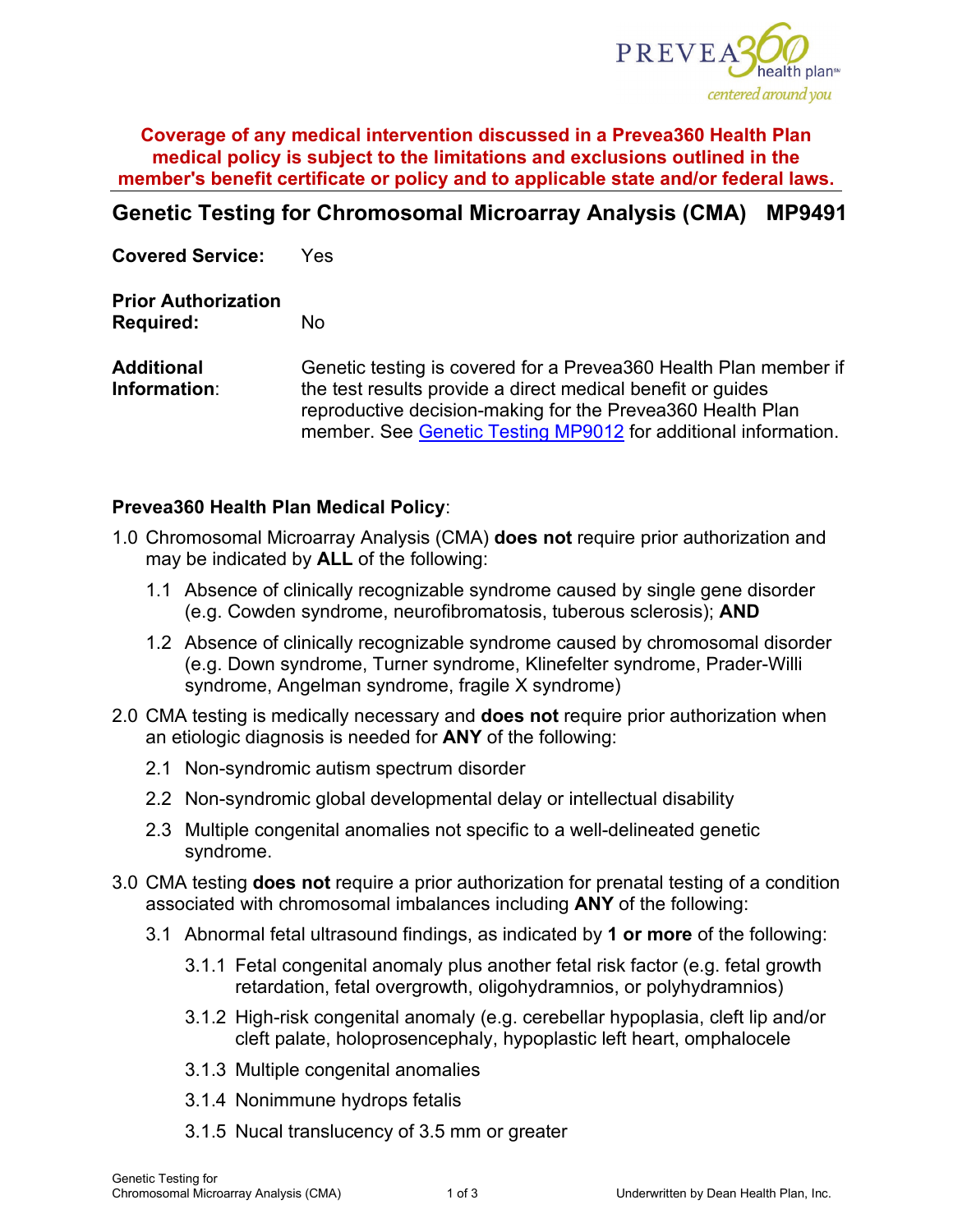**Coverage of any medical intervention discussed in a Prevea360 Health Plan medical policy is subject to the limitations and exclusions outlined in the member's benefit certificate or policy and to applicable state and/or federal laws.**

## Genetic Testing for Chromosomal Microarray Analysis (CMA) MP9491

**Covered Service:** Yes

**Prior Authorization Required:** No

**Additional Information:** Genetic testing is covered for a Prevea360 Health Plan member if the test results provide a direct medical benefit or guides reproductive decision-making for the Prevea360 Health Plan member. See Genetic Testing MP9012 for additional information.

**Prevea360 Health Plan Medical Policy**:

1.0 Chromosomal Microarray Analysis (CMA) **does not** require prior authorization and may be indicated by **ALL** of the following:

- 1.1 Absence of clinically recognizable syndrome caused by single gene disorder (e.g. Cowden syndrome, neurofibromatosis, tuberous sclerosis); **AND**
- 1.2 Absence of clinically recognizable syndrome caused by chromosomal disorder (e.g. Down syndrome, Turner syndrome, Klinefelter syndrome, Prader-Willi syndrome, Angelman syndrome, fragile X syndrome)

2.0 CMA testing is medically necessary and **does not** require prior authorization when an etiologic diagnosis is needed for **ANY** of the following:

- 2.1 Non-syndromic autism spectrum disorder
- 2.2 Non-syndromic global developmental delay or intellectual disability
- 2.3 Multiple congenital anomalies not specific to a well-delineated genetic syndrome.

3.0 CMA testing **does not** require a prior authorization for prenatal testing of a condition associated with chromosomal imbalances including **ANY** of the following:

- 3.1 Abnormal fetal ultrasound findings, as indicated by **1 or more** of the following:
  - 3.1.1 Fetal congenital anomaly plus another fetal risk factor (e.g. fetal growth retardation, fetal overgrowth, oligohydramnios, or polyhydramnios)
  - 3.1.2 High-risk congenital anomaly (e.g. cerebellar hypoplasia, cleft lip and/or cleft palate, holoprosencephaly, hypoplastic left heart, omphalocele
  - 3.1.3 Multiple congenital anomalies
  - 3.1.4 Nonimmune hydrops fetalis
  - 3.1.5 Nucal translucency of 3.5 mm or greater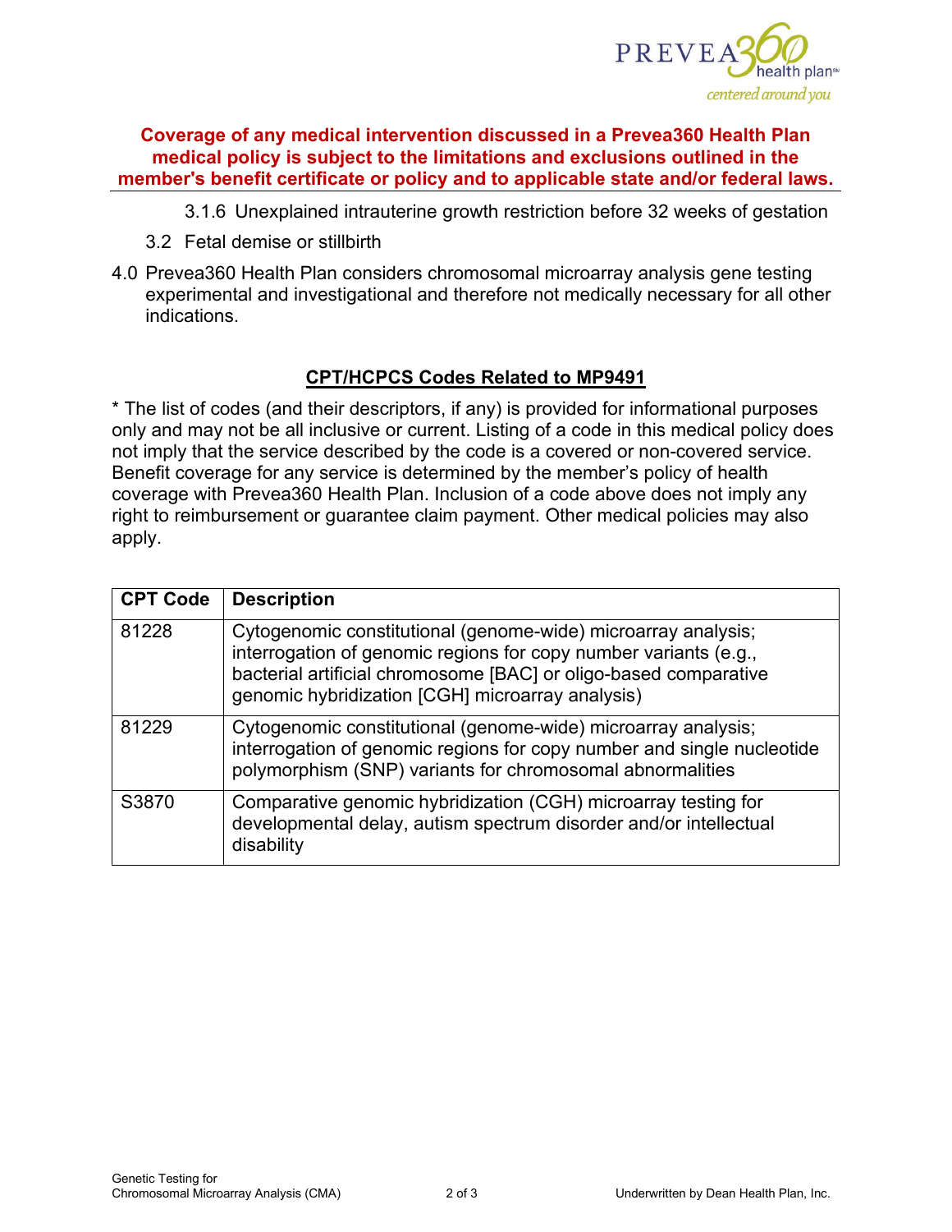**Coverage of any medical intervention discussed in a Prevea360 Health Plan medical policy is subject to the limitations and exclusions outlined in the member's benefit certificate or policy and to applicable state and/or federal laws.**

3.1.6 Unexplained intrauterine growth restriction before 32 weeks of gestation

3.2 Fetal demise or stillbirth

4.0 Prevea360 Health Plan considers chromosomal microarray analysis gene testing experimental and investigational and therefore not medically necessary for all other indications.

## CPT/HCPCS Codes Related to MP9491

* The list of codes (and their descriptors, if any) is provided for informational purposes only and may not be all inclusive or current. Listing of a code in this medical policy does not imply that the service described by the code is a covered or non-covered service. Benefit coverage for any service is determined by the member's policy of health coverage with Prevea360 Health Plan. Inclusion of a code above does not imply any right to reimbursement or guarantee claim payment. Other medical policies may also apply.

| CPT Code | Description |
| --- | --- |
| 81228 | Cytogenomic constitutional (genome-wide) microarray analysis; interrogation of genomic regions for copy number variants (e.g., bacterial artificial chromosome [BAC] or oligo-based comparative genomic hybridization [CGH] microarray analysis) |
| 81229 | Cytogenomic constitutional (genome-wide) microarray analysis; interrogation of genomic regions for copy number and single nucleotide polymorphism (SNP) variants for chromosomal abnormalities |
| S3870 | Comparative genomic hybridization (CGH) microarray testing for developmental delay, autism spectrum disorder and/or intellectual disability |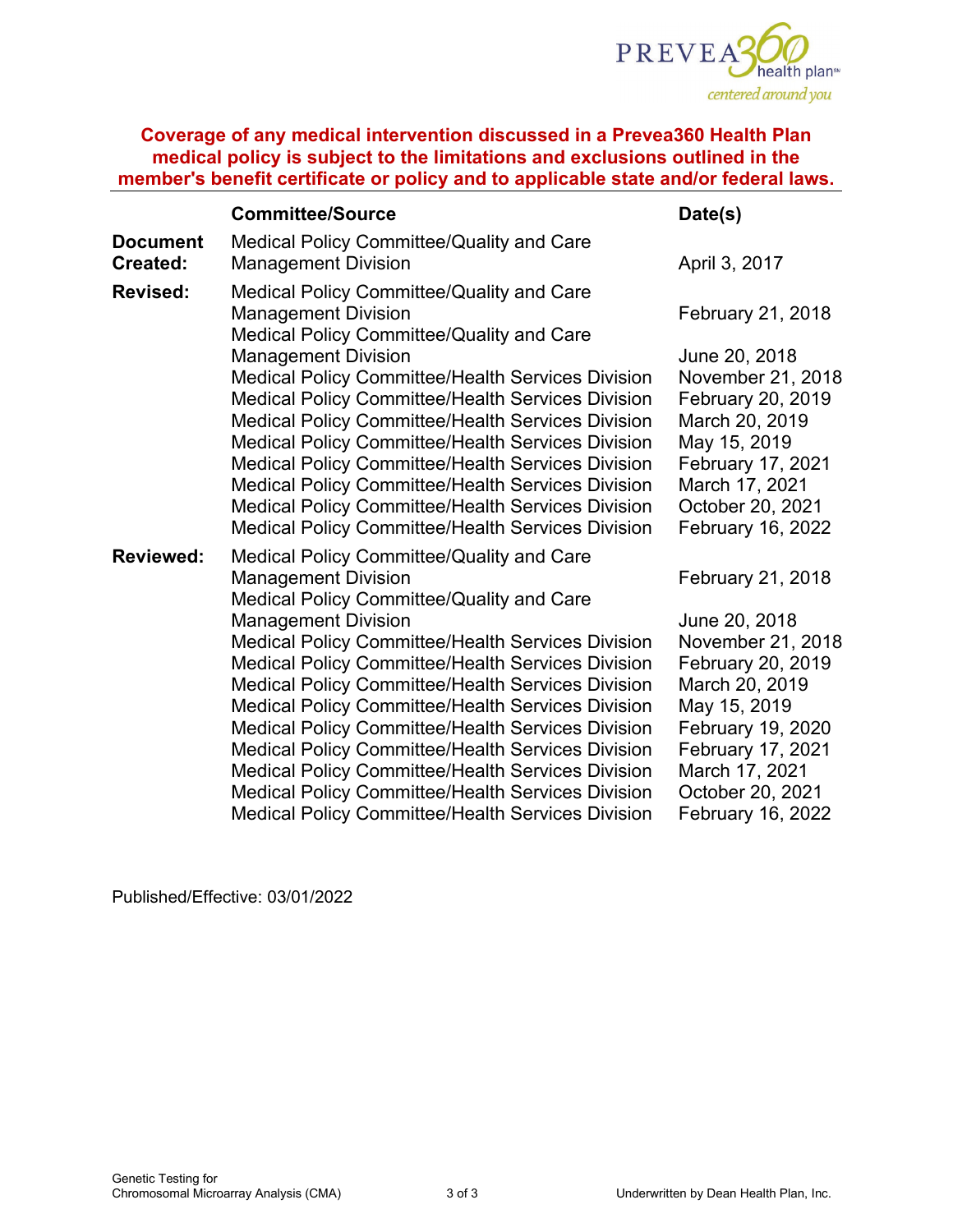**Coverage of any medical intervention discussed in a Prevea360 Health Plan medical policy is subject to the limitations and exclusions outlined in the member's benefit certificate or policy and to applicable state and/or federal laws.**

| | Committee/Source | Date(s) |
|---|---|---|
| **Document Created:** | Medical Policy Committee/Quality and Care Management Division | April 3, 2017 |
| **Revised:** | Medical Policy Committee/Quality and Care Management Division | February 21, 2018 |
| | Medical Policy Committee/Quality and Care Management Division | June 20, 2018 |
| | Medical Policy Committee/Health Services Division | November 21, 2018 |
| | Medical Policy Committee/Health Services Division | February 20, 2019 |
| | Medical Policy Committee/Health Services Division | March 20, 2019 |
| | Medical Policy Committee/Health Services Division | May 15, 2019 |
| | Medical Policy Committee/Health Services Division | February 17, 2021 |
| | Medical Policy Committee/Health Services Division | March 17, 2021 |
| | Medical Policy Committee/Health Services Division | October 20, 2021 |
| | Medical Policy Committee/Health Services Division | February 16, 2022 |
| **Reviewed:** | Medical Policy Committee/Quality and Care Management Division | February 21, 2018 |
| | Medical Policy Committee/Quality and Care Management Division | June 20, 2018 |
| | Medical Policy Committee/Health Services Division | November 21, 2018 |
| | Medical Policy Committee/Health Services Division | February 20, 2019 |
| | Medical Policy Committee/Health Services Division | March 20, 2019 |
| | Medical Policy Committee/Health Services Division | May 15, 2019 |
| | Medical Policy Committee/Health Services Division | February 19, 2020 |
| | Medical Policy Committee/Health Services Division | February 17, 2021 |
| | Medical Policy Committee/Health Services Division | March 17, 2021 |
| | Medical Policy Committee/Health Services Division | October 20, 2021 |
| | Medical Policy Committee/Health Services Division | February 16, 2022 |

Published/Effective: 03/01/2022